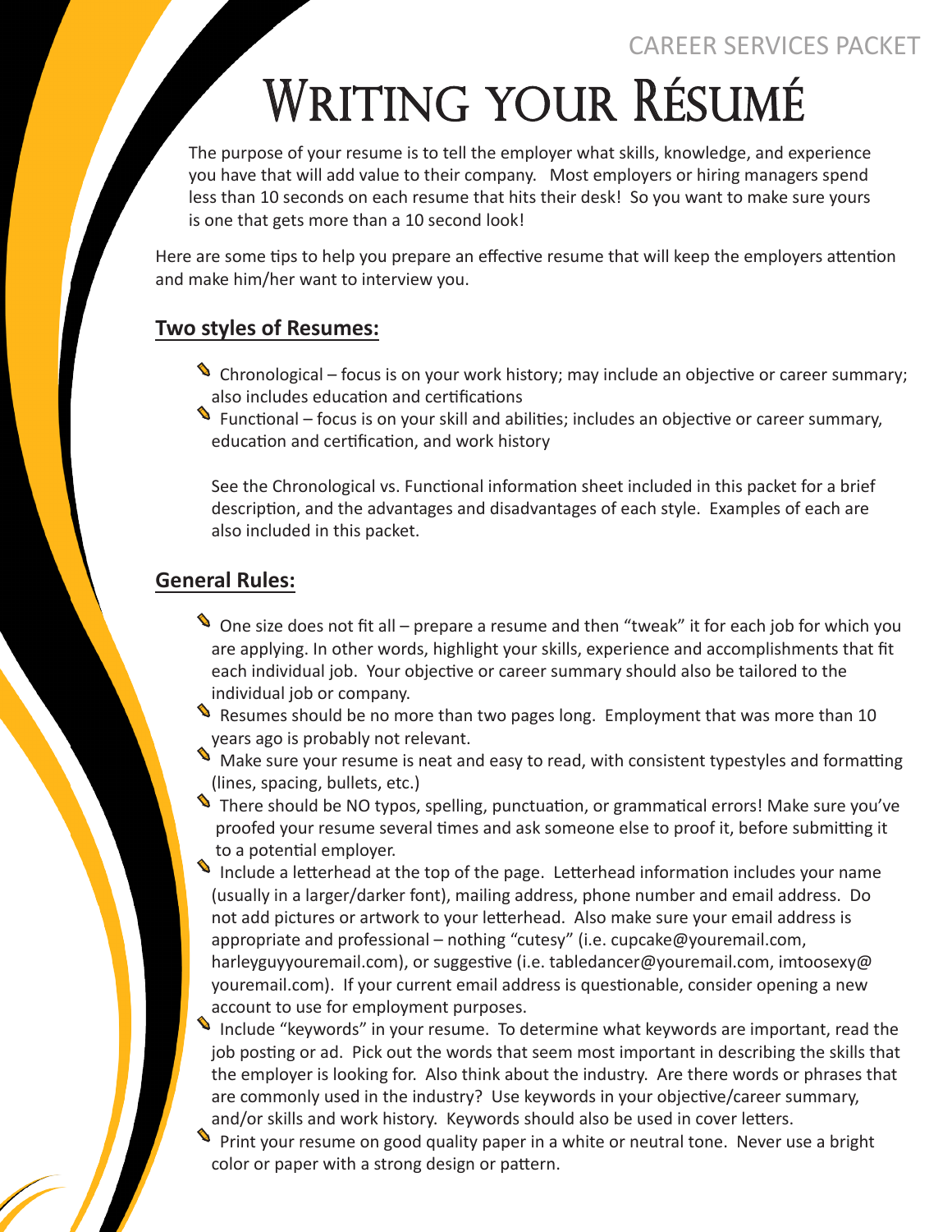# Writing your Résumé

The purpose of your resume is to tell the employer what skills, knowledge, and experience you have that will add value to their company. Most employers or hiring managers spend less than 10 seconds on each resume that hits their desk! So you want to make sure yours is one that gets more than a 10 second look!

Here are some tips to help you prepare an effective resume that will keep the employers attention and make him/her want to interview you.

## Two styles of Resumes:

- Chronological – focus is on your work history; may include an objective or career summary; also includes education and certifications
- Functional – focus is on your skill and abilities; includes an objective or career summary, education and certification, and work history

  See the Chronological vs. Functional information sheet included in this packet for a brief description, and the advantages and disadvantages of each style. Examples of each are also included in this packet.

## General Rules:

- One size does not fit all – prepare a resume and then "tweak" it for each job for which you are applying. In other words, highlight your skills, experience and accomplishments that fit each individual job. Your objective or career summary should also be tailored to the individual job or company.
- Resumes should be no more than two pages long. Employment that was more than 10 years ago is probably not relevant.
- Make sure your resume is neat and easy to read, with consistent typestyles and formatting (lines, spacing, bullets, etc.)
- There should be NO typos, spelling, punctuation, or grammatical errors! Make sure you've proofed your resume several times and ask someone else to proof it, before submitting it to a potential employer.
- Include a letterhead at the top of the page. Letterhead information includes your name (usually in a larger/darker font), mailing address, phone number and email address. Do not add pictures or artwork to your letterhead. Also make sure your email address is appropriate and professional – nothing "cutesy" (i.e. cupcake@youremail.com, harleyguyyouremail.com), or suggestive (i.e. tabledancer@youremail.com, imtoosexy@youremail.com). If your current email address is questionable, consider opening a new account to use for employment purposes.
- Include "keywords" in your resume. To determine what keywords are important, read the job posting or ad. Pick out the words that seem most important in describing the skills that the employer is looking for. Also think about the industry. Are there words or phrases that are commonly used in the industry? Use keywords in your objective/career summary, and/or skills and work history. Keywords should also be used in cover letters.
- Print your resume on good quality paper in a white or neutral tone. Never use a bright color or paper with a strong design or pattern.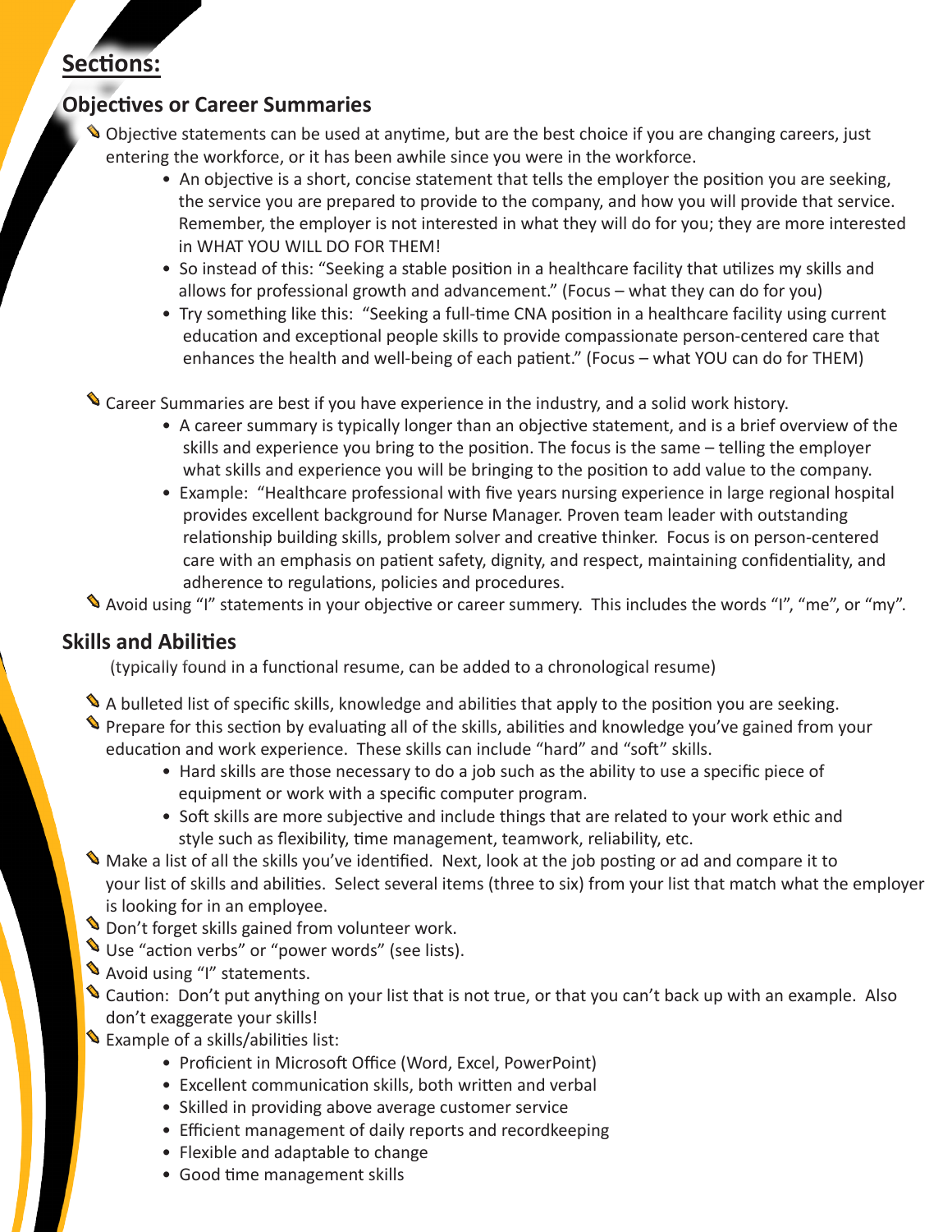## Sections:

### Objectives or Career Summaries

- Objective statements can be used at anytime, but are the best choice if you are changing careers, just entering the workforce, or it has been awhile since you were in the workforce.
    - An objective is a short, concise statement that tells the employer the position you are seeking, the service you are prepared to provide to the company, and how you will provide that service. Remember, the employer is not interested in what they will do for you; they are more interested in WHAT YOU WILL DO FOR THEM!
    - So instead of this: "Seeking a stable position in a healthcare facility that utilizes my skills and allows for professional growth and advancement." (Focus – what they can do for you)
    - Try something like this: "Seeking a full-time CNA position in a healthcare facility using current education and exceptional people skills to provide compassionate person-centered care that enhances the health and well-being of each patient." (Focus – what YOU can do for THEM)
- Career Summaries are best if you have experience in the industry, and a solid work history.
    - A career summary is typically longer than an objective statement, and is a brief overview of the skills and experience you bring to the position. The focus is the same – telling the employer what skills and experience you will be bringing to the position to add value to the company.
    - Example: "Healthcare professional with five years nursing experience in large regional hospital provides excellent background for Nurse Manager. Proven team leader with outstanding relationship building skills, problem solver and creative thinker. Focus is on person-centered care with an emphasis on patient safety, dignity, and respect, maintaining confidentiality, and adherence to regulations, policies and procedures.
- Avoid using "I" statements in your objective or career summery. This includes the words "I", "me", or "my".

### Skills and Abilities

(typically found in a functional resume, can be added to a chronological resume)

- A bulleted list of specific skills, knowledge and abilities that apply to the position you are seeking.
- Prepare for this section by evaluating all of the skills, abilities and knowledge you've gained from your education and work experience. These skills can include "hard" and "soft" skills.
    - Hard skills are those necessary to do a job such as the ability to use a specific piece of equipment or work with a specific computer program.
    - Soft skills are more subjective and include things that are related to your work ethic and style such as flexibility, time management, teamwork, reliability, etc.
- Make a list of all the skills you've identified. Next, look at the job posting or ad and compare it to your list of skills and abilities. Select several items (three to six) from your list that match what the employer is looking for in an employee.
- Don't forget skills gained from volunteer work.
- Use "action verbs" or "power words" (see lists).
- Avoid using "I" statements.
- Caution: Don't put anything on your list that is not true, or that you can't back up with an example. Also don't exaggerate your skills!
- Example of a skills/abilities list:
    - Proficient in Microsoft Office (Word, Excel, PowerPoint)
    - Excellent communication skills, both written and verbal
    - Skilled in providing above average customer service
    - Efficient management of daily reports and recordkeeping
    - Flexible and adaptable to change
    - Good time management skills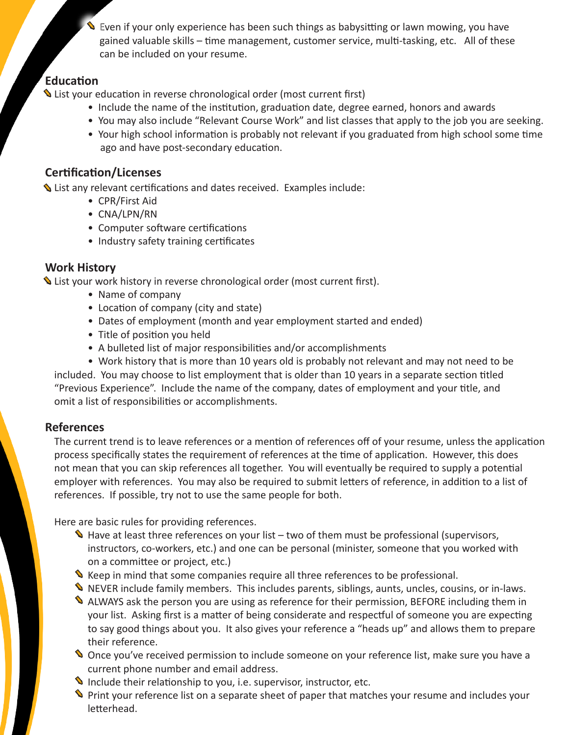- Even if your only experience has been such things as babysitting or lawn mowing, you have gained valuable skills – time management, customer service, multi-tasking, etc. All of these can be included on your resume.

## Education

- List your education in reverse chronological order (most current first)
  - Include the name of the institution, graduation date, degree earned, honors and awards
  - You may also include "Relevant Course Work" and list classes that apply to the job you are seeking.
  - Your high school information is probably not relevant if you graduated from high school some time ago and have post-secondary education.

## Certification/Licenses

- List any relevant certifications and dates received. Examples include:
  - CPR/First Aid
  - CNA/LPN/RN
  - Computer software certifications
  - Industry safety training certificates

## Work History

- List your work history in reverse chronological order (most current first).
  - Name of company
  - Location of company (city and state)
  - Dates of employment (month and year employment started and ended)
  - Title of position you held
  - A bulleted list of major responsibilities and/or accomplishments
  - Work history that is more than 10 years old is probably not relevant and may not need to be included. You may choose to list employment that is older than 10 years in a separate section titled "Previous Experience". Include the name of the company, dates of employment and your title, and omit a list of responsibilities or accomplishments.

## References

The current trend is to leave references or a mention of references off of your resume, unless the application process specifically states the requirement of references at the time of application. However, this does not mean that you can skip references all together. You will eventually be required to supply a potential employer with references. You may also be required to submit letters of reference, in addition to a list of references. If possible, try not to use the same people for both.

Here are basic rules for providing references.

- Have at least three references on your list – two of them must be professional (supervisors, instructors, co-workers, etc.) and one can be personal (minister, someone that you worked with on a committee or project, etc.)
- Keep in mind that some companies require all three references to be professional.
- NEVER include family members. This includes parents, siblings, aunts, uncles, cousins, or in-laws.
- ALWAYS ask the person you are using as reference for their permission, BEFORE including them in your list. Asking first is a matter of being considerate and respectful of someone you are expecting to say good things about you. It also gives your reference a "heads up" and allows them to prepare their reference.
- Once you've received permission to include someone on your reference list, make sure you have a current phone number and email address.
- Include their relationship to you, i.e. supervisor, instructor, etc.
- Print your reference list on a separate sheet of paper that matches your resume and includes your letterhead.